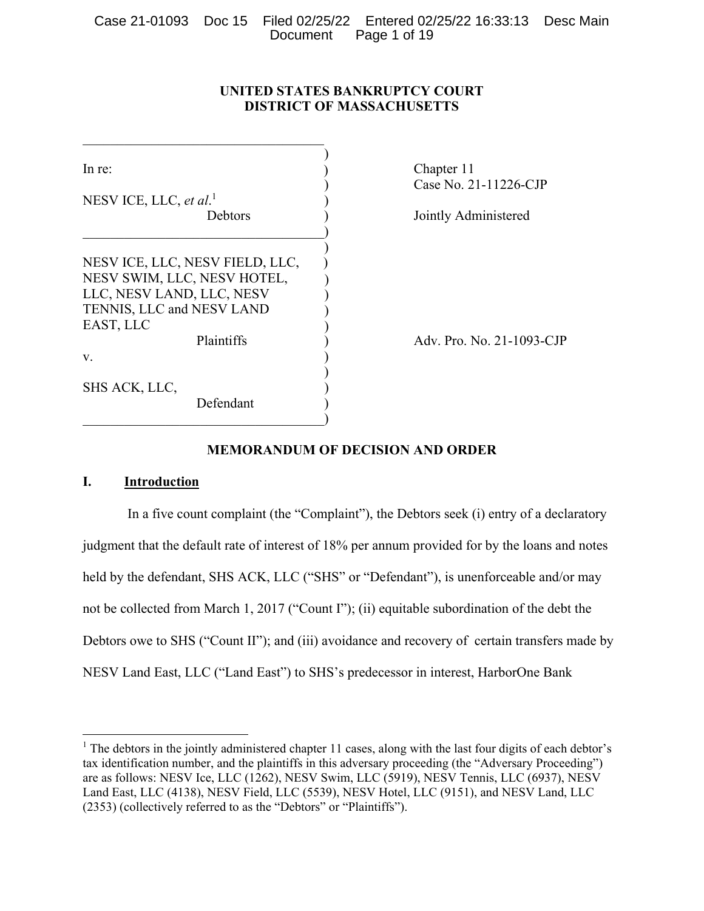# UNITED STATES BANKRUPTCY COURT
# DISTRICT OF MASSACHUSETTS

| | |
|---|---|
| In re:<br><br>NESV ICE, LLC, *et al*.[1]<br>Debtors | Chapter 11<br>Case No. 21-11226-CJP<br><br>Jointly Administered |
| NESV ICE, LLC, NESV FIELD, LLC, NESV SWIM, LLC, NESV HOTEL, LLC, NESV LAND, LLC, NESV TENNIS, LLC and NESV LAND EAST, LLC<br>Plaintiffs<br>v.<br><br>SHS ACK, LLC,<br>Defendant | Adv. Pro. No. 21-1093-CJP |

## MEMORANDUM OF DECISION AND ORDER

### I. Introduction

In a five count complaint (the "Complaint"), the Debtors seek (i) entry of a declaratory judgment that the default rate of interest of 18% per annum provided for by the loans and notes held by the defendant, SHS ACK, LLC ("SHS" or "Defendant"), is unenforceable and/or may not be collected from March 1, 2017 ("Count I"); (ii) equitable subordination of the debt the Debtors owe to SHS ("Count II"); and (iii) avoidance and recovery of certain transfers made by NESV Land East, LLC ("Land East") to SHS's predecessor in interest, HarborOne Bank

---

[1] The debtors in the jointly administered chapter 11 cases, along with the last four digits of each debtor's tax identification number, and the plaintiffs in this adversary proceeding (the "Adversary Proceeding") are as follows: NESV Ice, LLC (1262), NESV Swim, LLC (5919), NESV Tennis, LLC (6937), NESV Land East, LLC (4138), NESV Field, LLC (5539), NESV Hotel, LLC (9151), and NESV Land, LLC (2353) (collectively referred to as the "Debtors" or "Plaintiffs").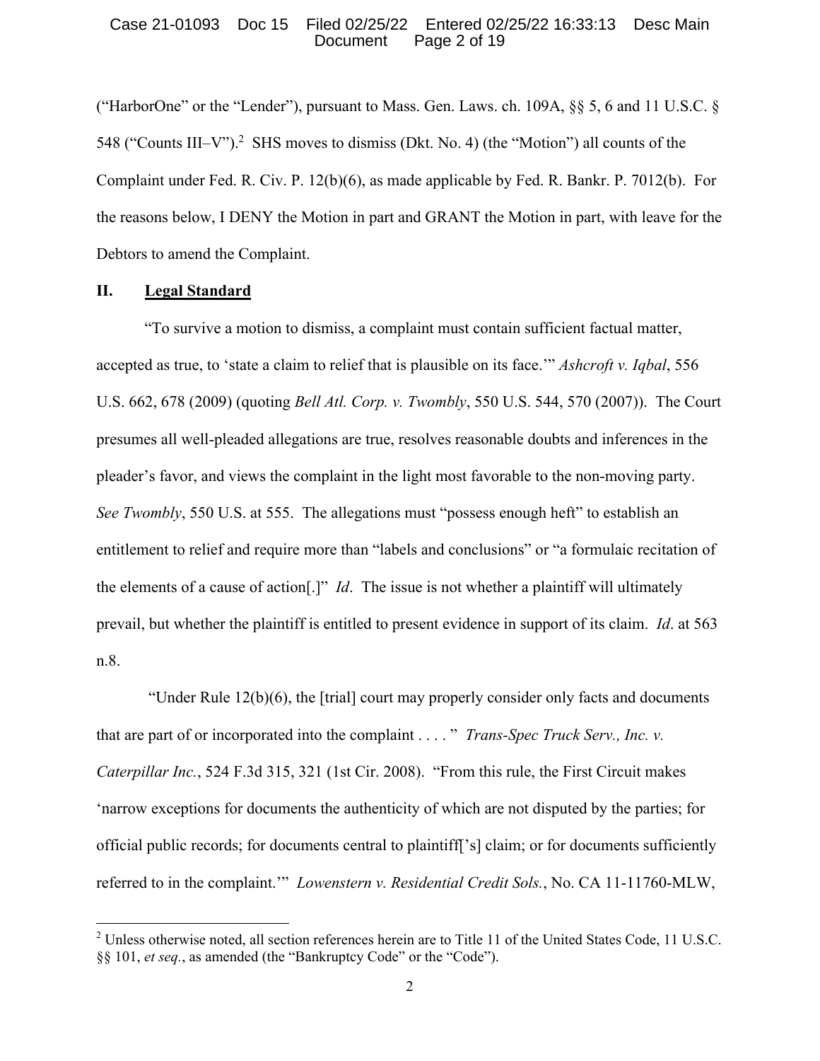(“HarborOne” or the “Lender”), pursuant to Mass. Gen. Laws. ch. 109A, §§ 5, 6 and 11 U.S.C. § 548 (“Counts III–V”).[2] SHS moves to dismiss (Dkt. No. 4) (the “Motion”) all counts of the Complaint under Fed. R. Civ. P. 12(b)(6), as made applicable by Fed. R. Bankr. P. 7012(b). For the reasons below, I DENY the Motion in part and GRANT the Motion in part, with leave for the Debtors to amend the Complaint.

## II. Legal Standard

“To survive a motion to dismiss, a complaint must contain sufficient factual matter, accepted as true, to ‘state a claim to relief that is plausible on its face.’” *Ashcroft v. Iqbal*, 556 U.S. 662, 678 (2009) (quoting *Bell Atl. Corp. v. Twombly*, 550 U.S. 544, 570 (2007)). The Court presumes all well-pleaded allegations are true, resolves reasonable doubts and inferences in the pleader’s favor, and views the complaint in the light most favorable to the non-moving party. *See Twombly*, 550 U.S. at 555. The allegations must “possess enough heft” to establish an entitlement to relief and require more than “labels and conclusions” or “a formulaic recitation of the elements of a cause of action[.]” *Id*. The issue is not whether a plaintiff will ultimately prevail, but whether the plaintiff is entitled to present evidence in support of its claim. *Id*. at 563 n.8.

“Under Rule 12(b)(6), the [trial] court may properly consider only facts and documents that are part of or incorporated into the complaint . . . . ” *Trans-Spec Truck Serv., Inc. v. Caterpillar Inc.*, 524 F.3d 315, 321 (1st Cir. 2008). “From this rule, the First Circuit makes ‘narrow exceptions for documents the authenticity of which are not disputed by the parties; for official public records; for documents central to plaintiff[’s] claim; or for documents sufficiently referred to in the complaint.’” *Lowenstern v. Residential Credit Sols.*, No. CA 11-11760-MLW,

---

[2] Unless otherwise noted, all section references herein are to Title 11 of the United States Code, 11 U.S.C. §§ 101, *et seq.*, as amended (the “Bankruptcy Code” or the “Code”).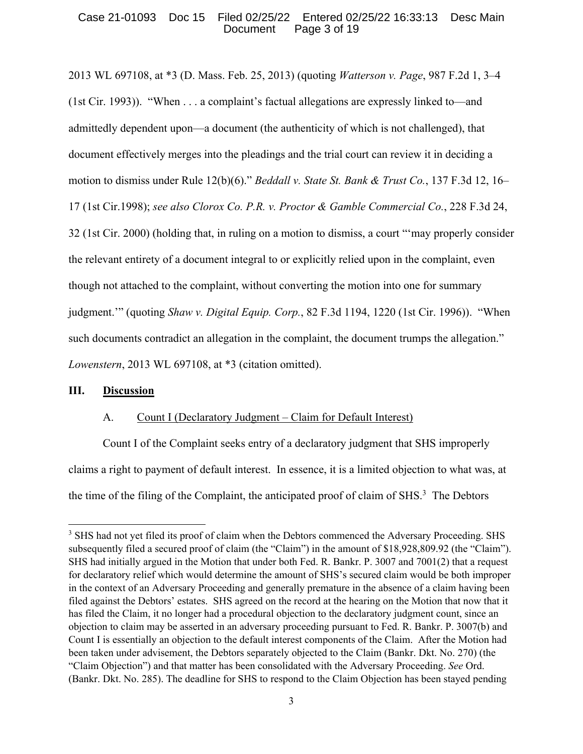2013 WL 697108, at *3 (D. Mass. Feb. 25, 2013) (quoting *Watterson v. Page*, 987 F.2d 1, 3–4 (1st Cir. 1993)). "When . . . a complaint's factual allegations are expressly linked to—and admittedly dependent upon—a document (the authenticity of which is not challenged), that document effectively merges into the pleadings and the trial court can review it in deciding a motion to dismiss under Rule 12(b)(6)." *Beddall v. State St. Bank & Trust Co.*, 137 F.3d 12, 16–17 (1st Cir.1998); *see also Clorox Co. P.R. v. Proctor & Gamble Commercial Co.*, 228 F.3d 24, 32 (1st Cir. 2000) (holding that, in ruling on a motion to dismiss, a court "'may properly consider the relevant entirety of a document integral to or explicitly relied upon in the complaint, even though not attached to the complaint, without converting the motion into one for summary judgment.'" (quoting *Shaw v. Digital Equip. Corp.*, 82 F.3d 1194, 1220 (1st Cir. 1996)). "When such documents contradict an allegation in the complaint, the document trumps the allegation." *Lowenstern*, 2013 WL 697108, at *3 (citation omitted).

## III. Discussion

### A. Count I (Declaratory Judgment – Claim for Default Interest)

Count I of the Complaint seeks entry of a declaratory judgment that SHS improperly claims a right to payment of default interest. In essence, it is a limited objection to what was, at the time of the filing of the Complaint, the anticipated proof of claim of SHS.[3] The Debtors

[3] SHS had not yet filed its proof of claim when the Debtors commenced the Adversary Proceeding. SHS subsequently filed a secured proof of claim (the "Claim") in the amount of $18,928,809.92 (the "Claim"). SHS had initially argued in the Motion that under both Fed. R. Bankr. P. 3007 and 7001(2) that a request for declaratory relief which would determine the amount of SHS's secured claim would be both improper in the context of an Adversary Proceeding and generally premature in the absence of a claim having been filed against the Debtors' estates. SHS agreed on the record at the hearing on the Motion that now that it has filed the Claim, it no longer had a procedural objection to the declaratory judgment count, since an objection to claim may be asserted in an adversary proceeding pursuant to Fed. R. Bankr. P. 3007(b) and Count I is essentially an objection to the default interest components of the Claim. After the Motion had been taken under advisement, the Debtors separately objected to the Claim (Bankr. Dkt. No. 270) (the "Claim Objection") and that matter has been consolidated with the Adversary Proceeding. *See* Ord. (Bankr. Dkt. No. 285). The deadline for SHS to respond to the Claim Objection has been stayed pending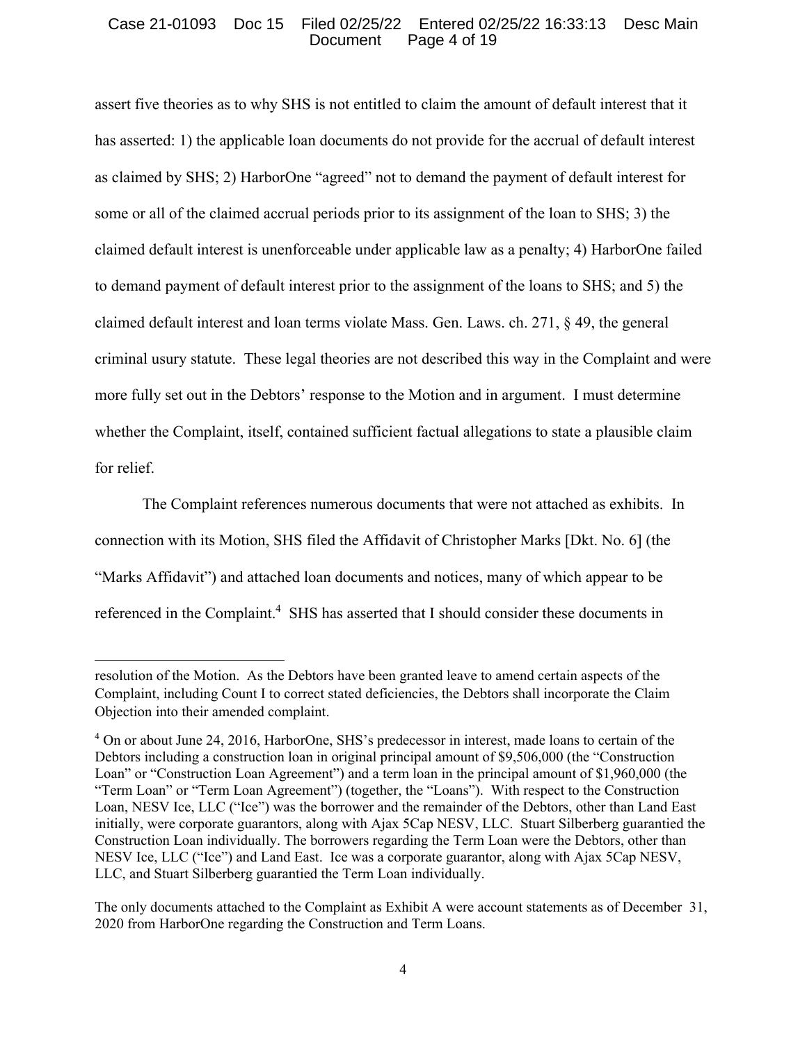assert five theories as to why SHS is not entitled to claim the amount of default interest that it has asserted: 1) the applicable loan documents do not provide for the accrual of default interest as claimed by SHS; 2) HarborOne "agreed" not to demand the payment of default interest for some or all of the claimed accrual periods prior to its assignment of the loan to SHS; 3) the claimed default interest is unenforceable under applicable law as a penalty; 4) HarborOne failed to demand payment of default interest prior to the assignment of the loans to SHS; and 5) the claimed default interest and loan terms violate Mass. Gen. Laws. ch. 271, § 49, the general criminal usury statute. These legal theories are not described this way in the Complaint and were more fully set out in the Debtors' response to the Motion and in argument. I must determine whether the Complaint, itself, contained sufficient factual allegations to state a plausible claim for relief.

The Complaint references numerous documents that were not attached as exhibits. In connection with its Motion, SHS filed the Affidavit of Christopher Marks [Dkt. No. 6] (the "Marks Affidavit") and attached loan documents and notices, many of which appear to be referenced in the Complaint.[4] SHS has asserted that I should consider these documents in

---

resolution of the Motion. As the Debtors have been granted leave to amend certain aspects of the Complaint, including Count I to correct stated deficiencies, the Debtors shall incorporate the Claim Objection into their amended complaint.

[4] On or about June 24, 2016, HarborOne, SHS's predecessor in interest, made loans to certain of the Debtors including a construction loan in original principal amount of $9,506,000 (the "Construction Loan" or "Construction Loan Agreement") and a term loan in the principal amount of $1,960,000 (the "Term Loan" or "Term Loan Agreement") (together, the "Loans"). With respect to the Construction Loan, NESV Ice, LLC ("Ice") was the borrower and the remainder of the Debtors, other than Land East initially, were corporate guarantors, along with Ajax 5Cap NESV, LLC. Stuart Silberberg guarantied the Construction Loan individually. The borrowers regarding the Term Loan were the Debtors, other than NESV Ice, LLC ("Ice") and Land East. Ice was a corporate guarantor, along with Ajax 5Cap NESV, LLC, and Stuart Silberberg guarantied the Term Loan individually.

The only documents attached to the Complaint as Exhibit A were account statements as of December 31, 2020 from HarborOne regarding the Construction and Term Loans.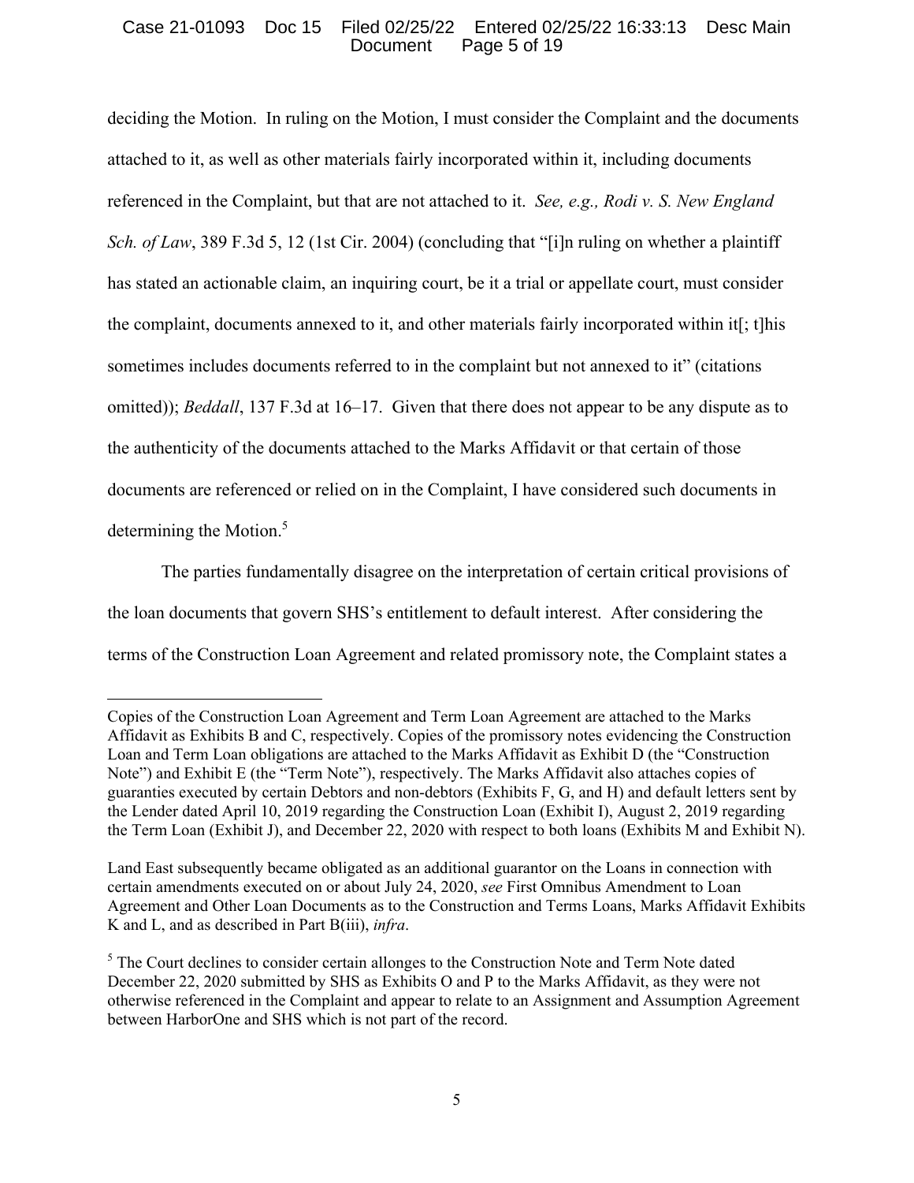deciding the Motion. In ruling on the Motion, I must consider the Complaint and the documents attached to it, as well as other materials fairly incorporated within it, including documents referenced in the Complaint, but that are not attached to it. *See, e.g., Rodi v. S. New England Sch. of Law*, 389 F.3d 5, 12 (1st Cir. 2004) (concluding that "[i]n ruling on whether a plaintiff has stated an actionable claim, an inquiring court, be it a trial or appellate court, must consider the complaint, documents annexed to it, and other materials fairly incorporated within it[; t]his sometimes includes documents referred to in the complaint but not annexed to it" (citations omitted)); *Beddall*, 137 F.3d at 16–17. Given that there does not appear to be any dispute as to the authenticity of the documents attached to the Marks Affidavit or that certain of those documents are referenced or relied on in the Complaint, I have considered such documents in determining the Motion.[5]

The parties fundamentally disagree on the interpretation of certain critical provisions of the loan documents that govern SHS's entitlement to default interest. After considering the terms of the Construction Loan Agreement and related promissory note, the Complaint states a

---

Copies of the Construction Loan Agreement and Term Loan Agreement are attached to the Marks Affidavit as Exhibits B and C, respectively. Copies of the promissory notes evidencing the Construction Loan and Term Loan obligations are attached to the Marks Affidavit as Exhibit D (the "Construction Note") and Exhibit E (the "Term Note"), respectively. The Marks Affidavit also attaches copies of guaranties executed by certain Debtors and non-debtors (Exhibits F, G, and H) and default letters sent by the Lender dated April 10, 2019 regarding the Construction Loan (Exhibit I), August 2, 2019 regarding the Term Loan (Exhibit J), and December 22, 2020 with respect to both loans (Exhibits M and Exhibit N).

Land East subsequently became obligated as an additional guarantor on the Loans in connection with certain amendments executed on or about July 24, 2020, *see* First Omnibus Amendment to Loan Agreement and Other Loan Documents as to the Construction and Terms Loans, Marks Affidavit Exhibits K and L, and as described in Part B(iii), *infra*.

[5] The Court declines to consider certain allonges to the Construction Note and Term Note dated December 22, 2020 submitted by SHS as Exhibits O and P to the Marks Affidavit, as they were not otherwise referenced in the Complaint and appear to relate to an Assignment and Assumption Agreement between HarborOne and SHS which is not part of the record.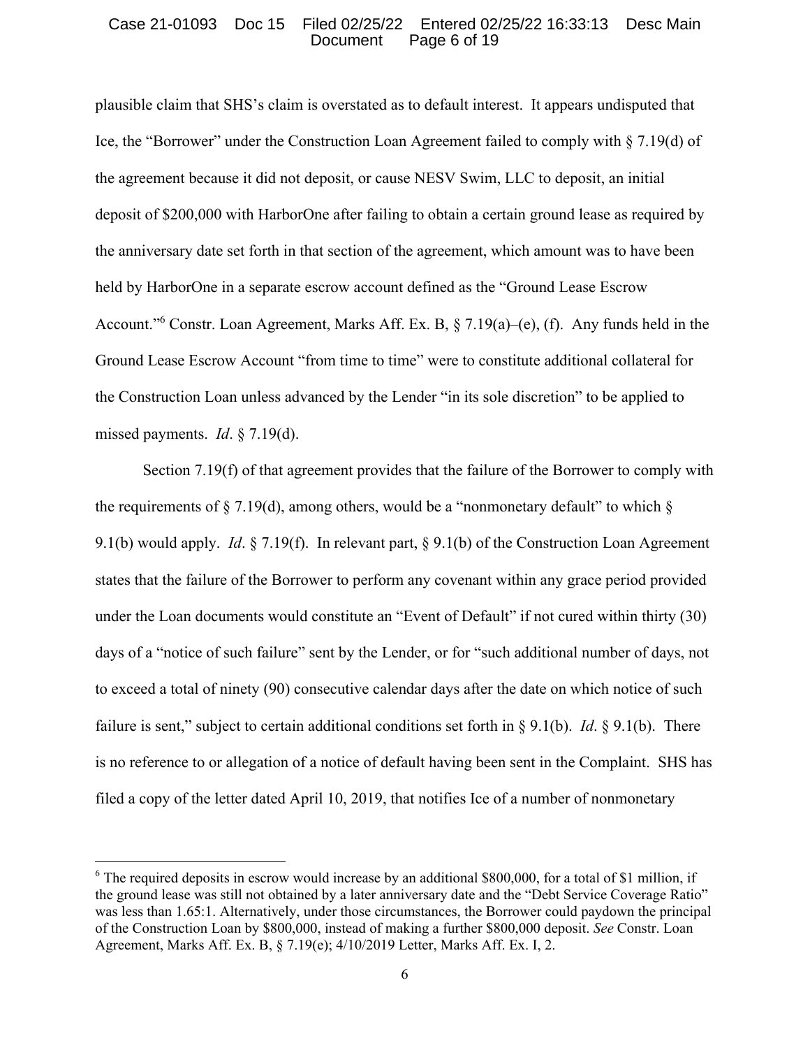plausible claim that SHS's claim is overstated as to default interest. It appears undisputed that Ice, the "Borrower" under the Construction Loan Agreement failed to comply with § 7.19(d) of the agreement because it did not deposit, or cause NESV Swim, LLC to deposit, an initial deposit of $200,000 with HarborOne after failing to obtain a certain ground lease as required by the anniversary date set forth in that section of the agreement, which amount was to have been held by HarborOne in a separate escrow account defined as the "Ground Lease Escrow Account."[6] Constr. Loan Agreement, Marks Aff. Ex. B, § 7.19(a)–(e), (f). Any funds held in the Ground Lease Escrow Account "from time to time" were to constitute additional collateral for the Construction Loan unless advanced by the Lender "in its sole discretion" to be applied to missed payments. *Id*. § 7.19(d).

Section 7.19(f) of that agreement provides that the failure of the Borrower to comply with the requirements of § 7.19(d), among others, would be a "nonmonetary default" to which § 9.1(b) would apply. *Id*. § 7.19(f). In relevant part, § 9.1(b) of the Construction Loan Agreement states that the failure of the Borrower to perform any covenant within any grace period provided under the Loan documents would constitute an "Event of Default" if not cured within thirty (30) days of a "notice of such failure" sent by the Lender, or for "such additional number of days, not to exceed a total of ninety (90) consecutive calendar days after the date on which notice of such failure is sent," subject to certain additional conditions set forth in § 9.1(b). *Id*. § 9.1(b). There is no reference to or allegation of a notice of default having been sent in the Complaint. SHS has filed a copy of the letter dated April 10, 2019, that notifies Ice of a number of nonmonetary

---

[6] The required deposits in escrow would increase by an additional $800,000, for a total of $1 million, if the ground lease was still not obtained by a later anniversary date and the "Debt Service Coverage Ratio" was less than 1.65:1. Alternatively, under those circumstances, the Borrower could paydown the principal of the Construction Loan by $800,000, instead of making a further $800,000 deposit. *See* Constr. Loan Agreement, Marks Aff. Ex. B, § 7.19(e); 4/10/2019 Letter, Marks Aff. Ex. I, 2.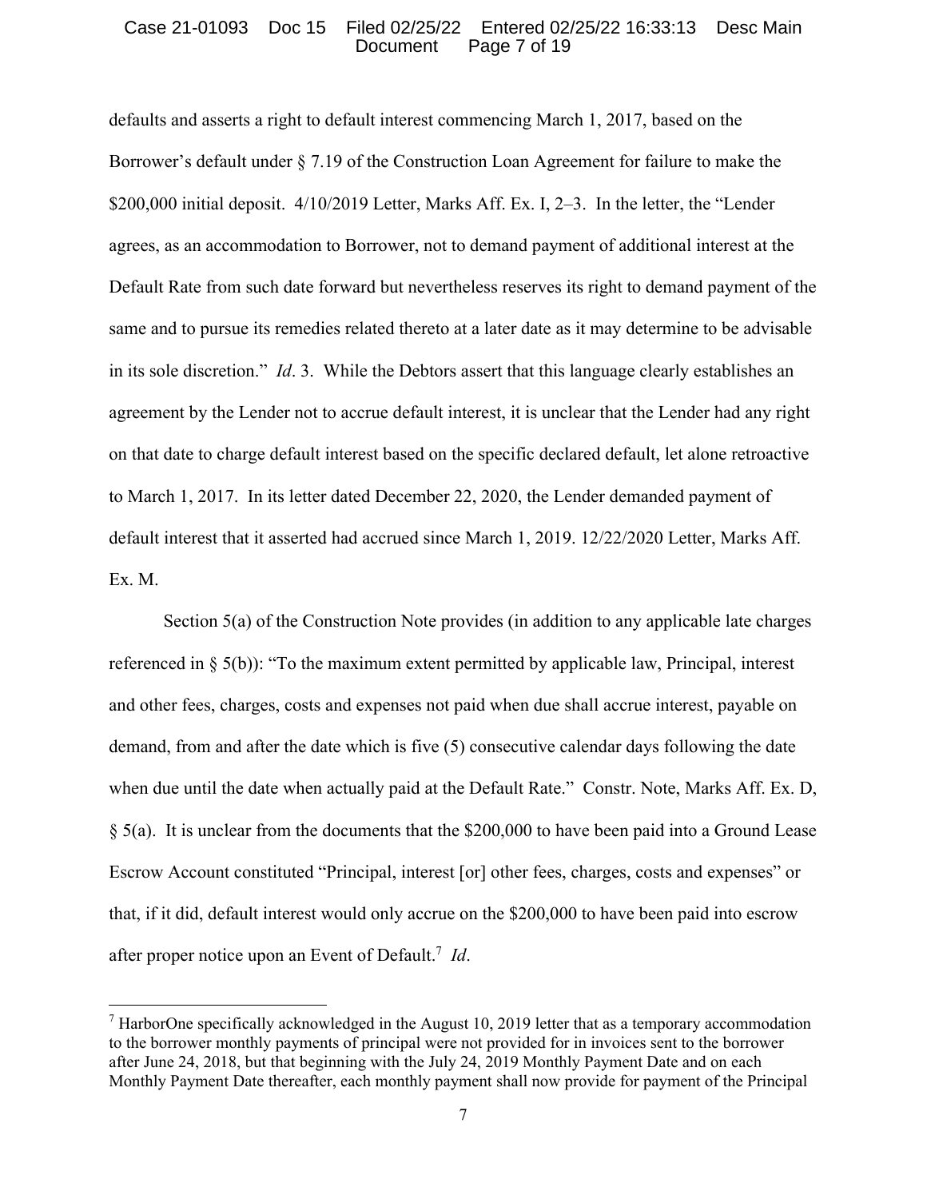defaults and asserts a right to default interest commencing March 1, 2017, based on the Borrower's default under § 7.19 of the Construction Loan Agreement for failure to make the $200,000 initial deposit. 4/10/2019 Letter, Marks Aff. Ex. I, 2–3. In the letter, the "Lender agrees, as an accommodation to Borrower, not to demand payment of additional interest at the Default Rate from such date forward but nevertheless reserves its right to demand payment of the same and to pursue its remedies related thereto at a later date as it may determine to be advisable in its sole discretion." *Id*. 3. While the Debtors assert that this language clearly establishes an agreement by the Lender not to accrue default interest, it is unclear that the Lender had any right on that date to charge default interest based on the specific declared default, let alone retroactive to March 1, 2017. In its letter dated December 22, 2020, the Lender demanded payment of default interest that it asserted had accrued since March 1, 2019. 12/22/2020 Letter, Marks Aff. Ex. M.

Section 5(a) of the Construction Note provides (in addition to any applicable late charges referenced in § 5(b)): "To the maximum extent permitted by applicable law, Principal, interest and other fees, charges, costs and expenses not paid when due shall accrue interest, payable on demand, from and after the date which is five (5) consecutive calendar days following the date when due until the date when actually paid at the Default Rate." Constr. Note, Marks Aff. Ex. D, § 5(a). It is unclear from the documents that the $200,000 to have been paid into a Ground Lease Escrow Account constituted "Principal, interest [or] other fees, charges, costs and expenses" or that, if it did, default interest would only accrue on the $200,000 to have been paid into escrow after proper notice upon an Event of Default.[7] *Id*.

[7] HarborOne specifically acknowledged in the August 10, 2019 letter that as a temporary accommodation to the borrower monthly payments of principal were not provided for in invoices sent to the borrower after June 24, 2018, but that beginning with the July 24, 2019 Monthly Payment Date and on each Monthly Payment Date thereafter, each monthly payment shall now provide for payment of the Principal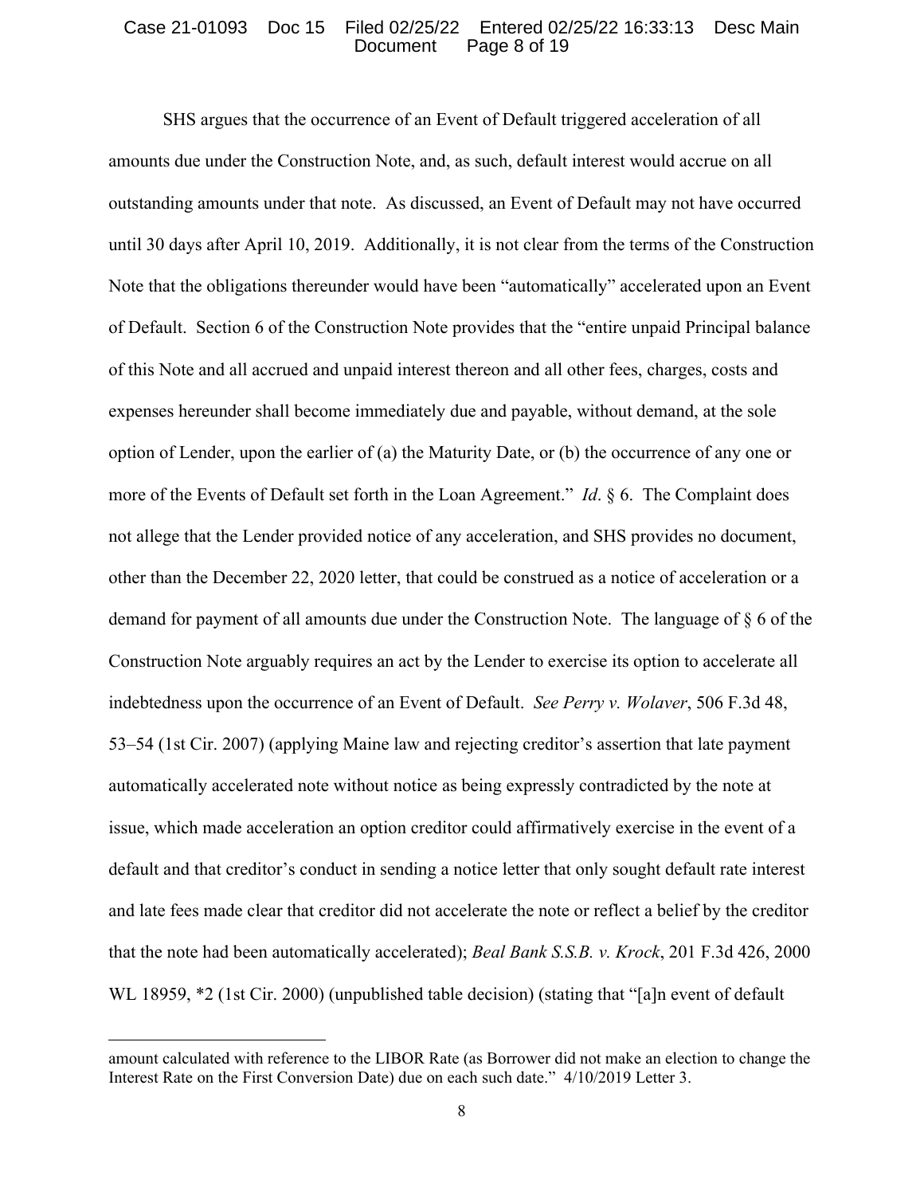SHS argues that the occurrence of an Event of Default triggered acceleration of all amounts due under the Construction Note, and, as such, default interest would accrue on all outstanding amounts under that note. As discussed, an Event of Default may not have occurred until 30 days after April 10, 2019. Additionally, it is not clear from the terms of the Construction Note that the obligations thereunder would have been "automatically" accelerated upon an Event of Default. Section 6 of the Construction Note provides that the "entire unpaid Principal balance of this Note and all accrued and unpaid interest thereon and all other fees, charges, costs and expenses hereunder shall become immediately due and payable, without demand, at the sole option of Lender, upon the earlier of (a) the Maturity Date, or (b) the occurrence of any one or more of the Events of Default set forth in the Loan Agreement." *Id*. § 6. The Complaint does not allege that the Lender provided notice of any acceleration, and SHS provides no document, other than the December 22, 2020 letter, that could be construed as a notice of acceleration or a demand for payment of all amounts due under the Construction Note. The language of § 6 of the Construction Note arguably requires an act by the Lender to exercise its option to accelerate all indebtedness upon the occurrence of an Event of Default. *See Perry v. Wolaver*, 506 F.3d 48, 53–54 (1st Cir. 2007) (applying Maine law and rejecting creditor's assertion that late payment automatically accelerated note without notice as being expressly contradicted by the note at issue, which made acceleration an option creditor could affirmatively exercise in the event of a default and that creditor's conduct in sending a notice letter that only sought default rate interest and late fees made clear that creditor did not accelerate the note or reflect a belief by the creditor that the note had been automatically accelerated); *Beal Bank S.S.B. v. Krock*, 201 F.3d 426, 2000 WL 18959, *2 (1st Cir. 2000) (unpublished table decision) (stating that "[a]n event of default

---

amount calculated with reference to the LIBOR Rate (as Borrower did not make an election to change the Interest Rate on the First Conversion Date) due on each such date." 4/10/2019 Letter 3.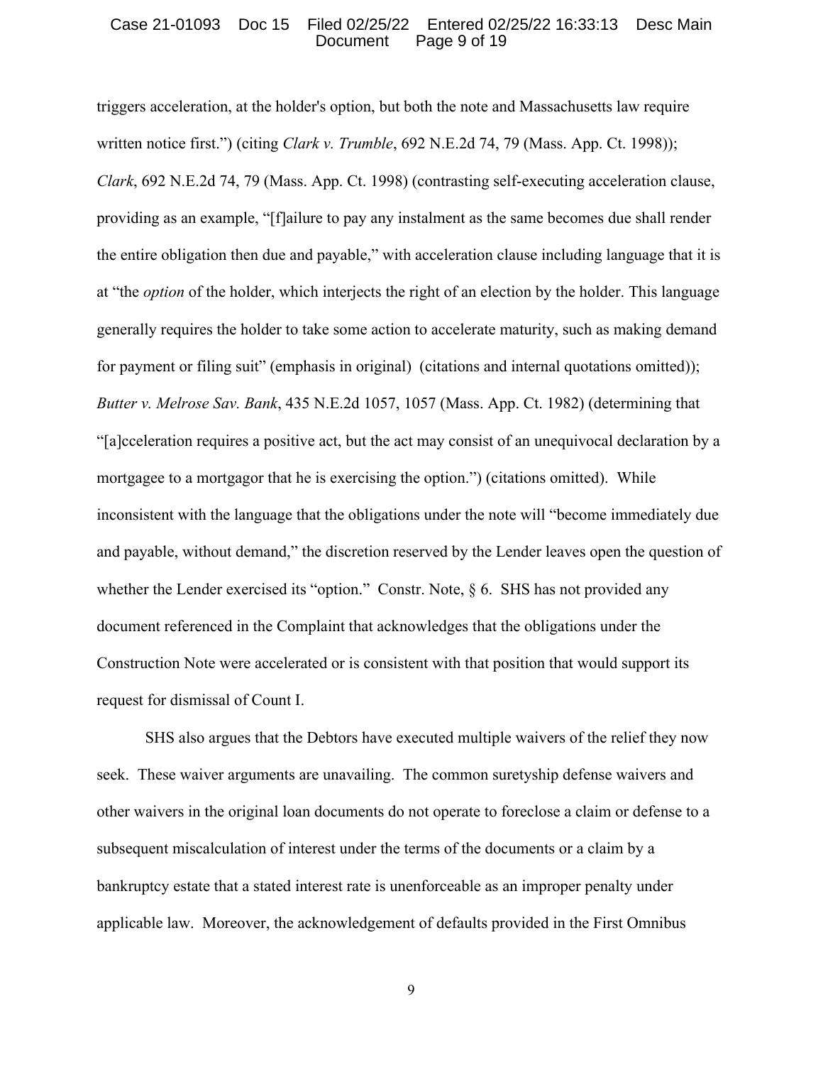triggers acceleration, at the holder's option, but both the note and Massachusetts law require written notice first.") (citing *Clark v. Trumble*, 692 N.E.2d 74, 79 (Mass. App. Ct. 1998)); *Clark*, 692 N.E.2d 74, 79 (Mass. App. Ct. 1998) (contrasting self-executing acceleration clause, providing as an example, "[f]ailure to pay any instalment as the same becomes due shall render the entire obligation then due and payable," with acceleration clause including language that it is at "the *option* of the holder, which interjects the right of an election by the holder. This language generally requires the holder to take some action to accelerate maturity, such as making demand for payment or filing suit" (emphasis in original) (citations and internal quotations omitted)); *Butter v. Melrose Sav. Bank*, 435 N.E.2d 1057, 1057 (Mass. App. Ct. 1982) (determining that "[a]cceleration requires a positive act, but the act may consist of an unequivocal declaration by a mortgagee to a mortgagor that he is exercising the option.") (citations omitted). While inconsistent with the language that the obligations under the note will "become immediately due and payable, without demand," the discretion reserved by the Lender leaves open the question of whether the Lender exercised its "option." Constr. Note, § 6. SHS has not provided any document referenced in the Complaint that acknowledges that the obligations under the Construction Note were accelerated or is consistent with that position that would support its request for dismissal of Count I.

SHS also argues that the Debtors have executed multiple waivers of the relief they now seek. These waiver arguments are unavailing. The common suretyship defense waivers and other waivers in the original loan documents do not operate to foreclose a claim or defense to a subsequent miscalculation of interest under the terms of the documents or a claim by a bankruptcy estate that a stated interest rate is unenforceable as an improper penalty under applicable law. Moreover, the acknowledgement of defaults provided in the First Omnibus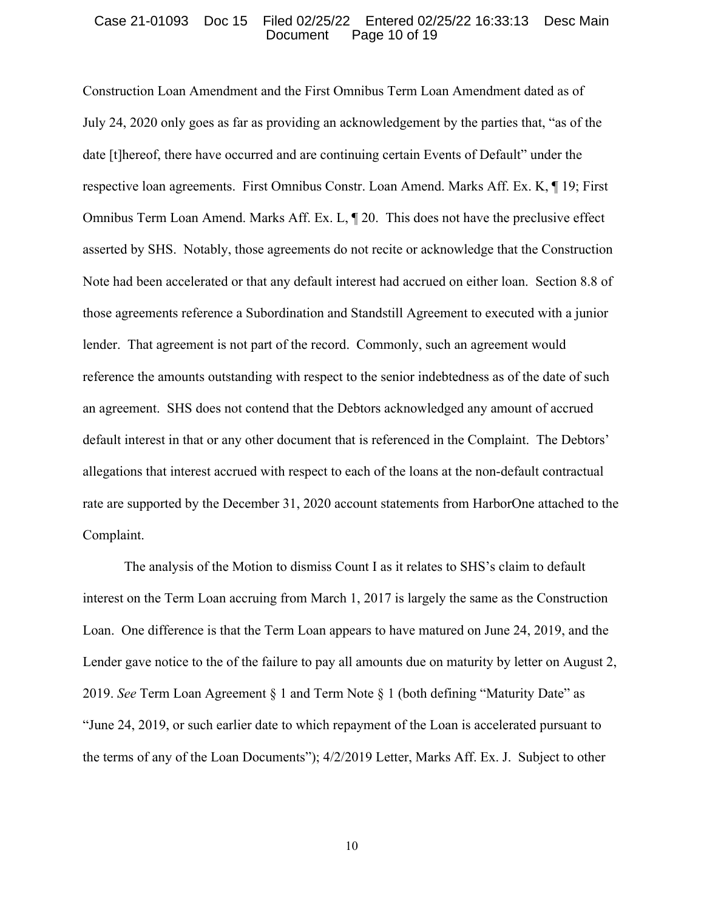Construction Loan Amendment and the First Omnibus Term Loan Amendment dated as of July 24, 2020 only goes as far as providing an acknowledgement by the parties that, "as of the date [t]hereof, there have occurred and are continuing certain Events of Default" under the respective loan agreements. First Omnibus Constr. Loan Amend. Marks Aff. Ex. K, ¶ 19; First Omnibus Term Loan Amend. Marks Aff. Ex. L, ¶ 20. This does not have the preclusive effect asserted by SHS. Notably, those agreements do not recite or acknowledge that the Construction Note had been accelerated or that any default interest had accrued on either loan. Section 8.8 of those agreements reference a Subordination and Standstill Agreement to executed with a junior lender. That agreement is not part of the record. Commonly, such an agreement would reference the amounts outstanding with respect to the senior indebtedness as of the date of such an agreement. SHS does not contend that the Debtors acknowledged any amount of accrued default interest in that or any other document that is referenced in the Complaint. The Debtors' allegations that interest accrued with respect to each of the loans at the non-default contractual rate are supported by the December 31, 2020 account statements from HarborOne attached to the Complaint.

The analysis of the Motion to dismiss Count I as it relates to SHS's claim to default interest on the Term Loan accruing from March 1, 2017 is largely the same as the Construction Loan. One difference is that the Term Loan appears to have matured on June 24, 2019, and the Lender gave notice to the of the failure to pay all amounts due on maturity by letter on August 2, 2019. *See* Term Loan Agreement § 1 and Term Note § 1 (both defining "Maturity Date" as "June 24, 2019, or such earlier date to which repayment of the Loan is accelerated pursuant to the terms of any of the Loan Documents"); 4/2/2019 Letter, Marks Aff. Ex. J. Subject to other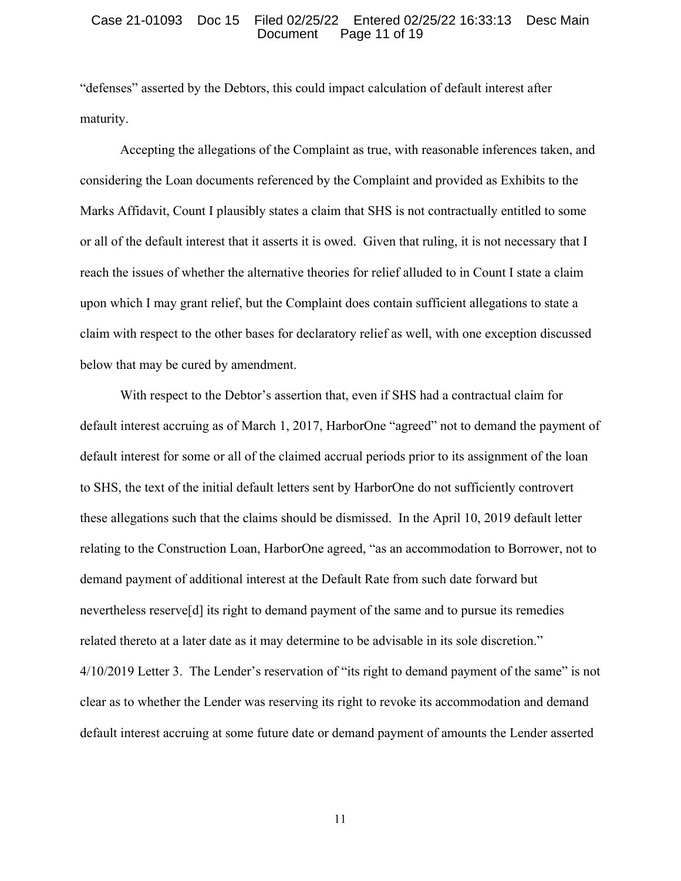"defenses" asserted by the Debtors, this could impact calculation of default interest after maturity.

Accepting the allegations of the Complaint as true, with reasonable inferences taken, and considering the Loan documents referenced by the Complaint and provided as Exhibits to the Marks Affidavit, Count I plausibly states a claim that SHS is not contractually entitled to some or all of the default interest that it asserts it is owed. Given that ruling, it is not necessary that I reach the issues of whether the alternative theories for relief alluded to in Count I state a claim upon which I may grant relief, but the Complaint does contain sufficient allegations to state a claim with respect to the other bases for declaratory relief as well, with one exception discussed below that may be cured by amendment.

With respect to the Debtor's assertion that, even if SHS had a contractual claim for default interest accruing as of March 1, 2017, HarborOne "agreed" not to demand the payment of default interest for some or all of the claimed accrual periods prior to its assignment of the loan to SHS, the text of the initial default letters sent by HarborOne do not sufficiently controvert these allegations such that the claims should be dismissed. In the April 10, 2019 default letter relating to the Construction Loan, HarborOne agreed, "as an accommodation to Borrower, not to demand payment of additional interest at the Default Rate from such date forward but nevertheless reserve[d] its right to demand payment of the same and to pursue its remedies related thereto at a later date as it may determine to be advisable in its sole discretion." 4/10/2019 Letter 3. The Lender's reservation of "its right to demand payment of the same" is not clear as to whether the Lender was reserving its right to revoke its accommodation and demand default interest accruing at some future date or demand payment of amounts the Lender asserted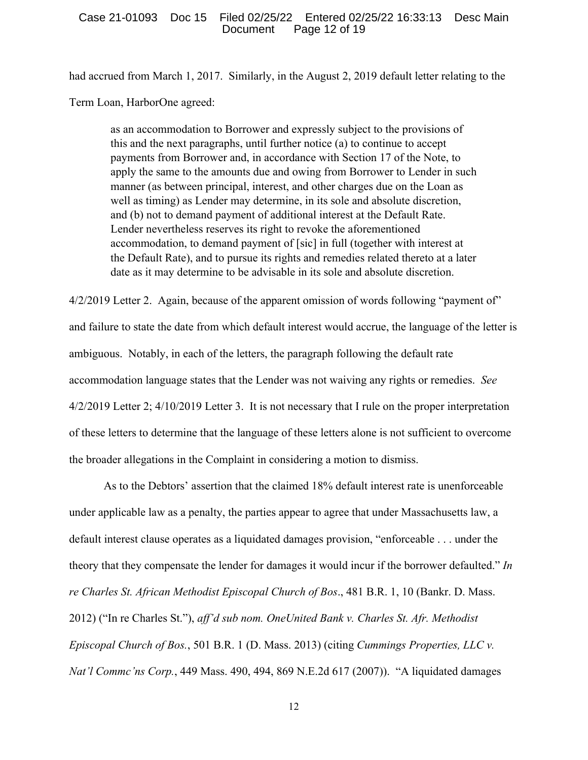had accrued from March 1, 2017. Similarly, in the August 2, 2019 default letter relating to the Term Loan, HarborOne agreed:

> as an accommodation to Borrower and expressly subject to the provisions of this and the next paragraphs, until further notice (a) to continue to accept payments from Borrower and, in accordance with Section 17 of the Note, to apply the same to the amounts due and owing from Borrower to Lender in such manner (as between principal, interest, and other charges due on the Loan as well as timing) as Lender may determine, in its sole and absolute discretion, and (b) not to demand payment of additional interest at the Default Rate. Lender nevertheless reserves its right to revoke the aforementioned accommodation, to demand payment of [sic] in full (together with interest at the Default Rate), and to pursue its rights and remedies related thereto at a later date as it may determine to be advisable in its sole and absolute discretion.

4/2/2019 Letter 2. Again, because of the apparent omission of words following "payment of" and failure to state the date from which default interest would accrue, the language of the letter is ambiguous. Notably, in each of the letters, the paragraph following the default rate accommodation language states that the Lender was not waiving any rights or remedies. *See* 4/2/2019 Letter 2; 4/10/2019 Letter 3. It is not necessary that I rule on the proper interpretation of these letters to determine that the language of these letters alone is not sufficient to overcome the broader allegations in the Complaint in considering a motion to dismiss.

As to the Debtors' assertion that the claimed 18% default interest rate is unenforceable under applicable law as a penalty, the parties appear to agree that under Massachusetts law, a default interest clause operates as a liquidated damages provision, "enforceable . . . under the theory that they compensate the lender for damages it would incur if the borrower defaulted." *In re Charles St. African Methodist Episcopal Church of Bos*., 481 B.R. 1, 10 (Bankr. D. Mass. 2012) ("In re Charles St."), *aff'd sub nom. OneUnited Bank v. Charles St. Afr. Methodist Episcopal Church of Bos.*, 501 B.R. 1 (D. Mass. 2013) (citing *Cummings Properties, LLC v. Nat'l Commc'ns Corp.*, 449 Mass. 490, 494, 869 N.E.2d 617 (2007)). "A liquidated damages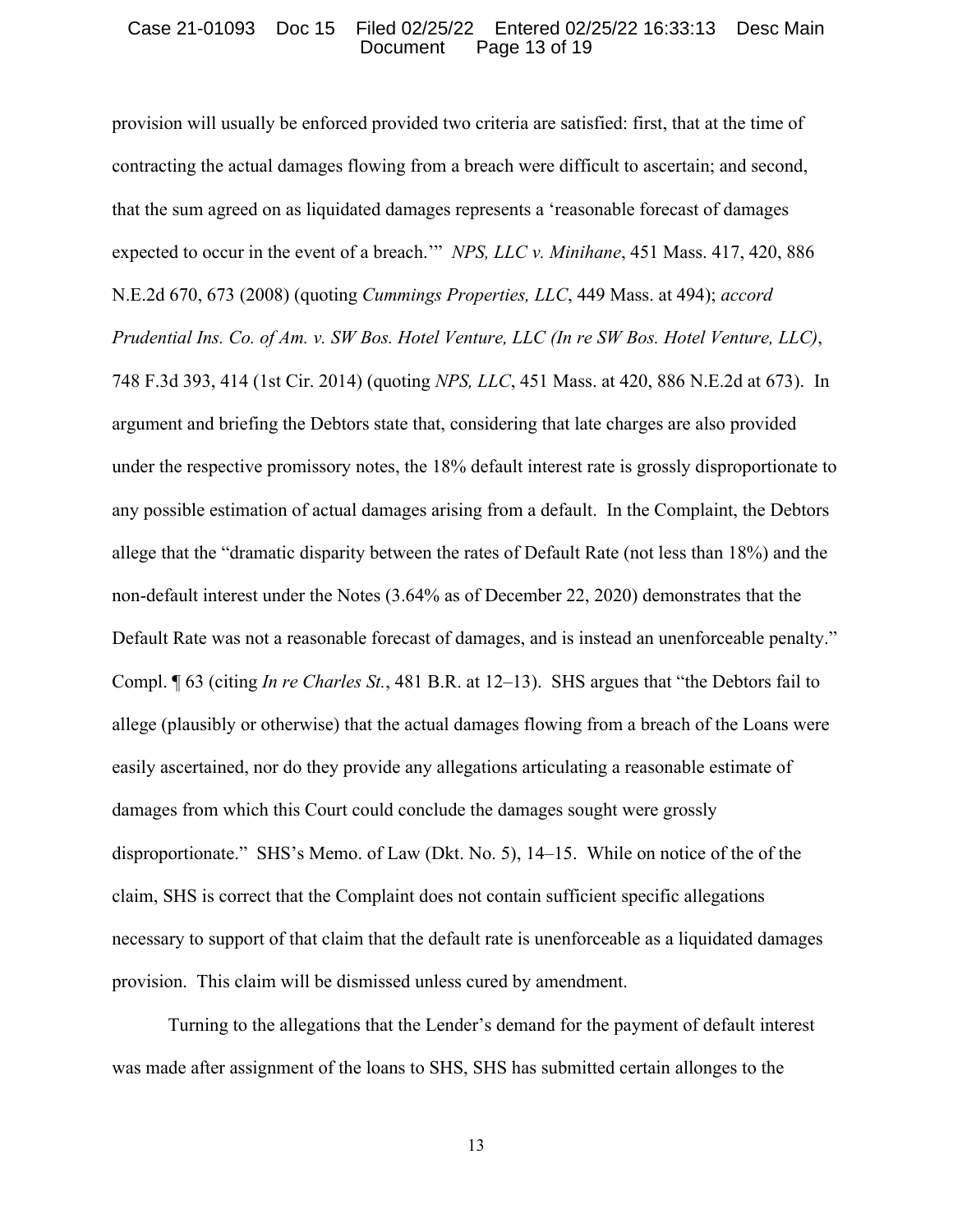provision will usually be enforced provided two criteria are satisfied: first, that at the time of contracting the actual damages flowing from a breach were difficult to ascertain; and second, that the sum agreed on as liquidated damages represents a 'reasonable forecast of damages expected to occur in the event of a breach.'" *NPS, LLC v. Minihane*, 451 Mass. 417, 420, 886 N.E.2d 670, 673 (2008) (quoting *Cummings Properties, LLC*, 449 Mass. at 494); *accord Prudential Ins. Co. of Am. v. SW Bos. Hotel Venture, LLC (In re SW Bos. Hotel Venture, LLC)*, 748 F.3d 393, 414 (1st Cir. 2014) (quoting *NPS, LLC*, 451 Mass. at 420, 886 N.E.2d at 673). In argument and briefing the Debtors state that, considering that late charges are also provided under the respective promissory notes, the 18% default interest rate is grossly disproportionate to any possible estimation of actual damages arising from a default. In the Complaint, the Debtors allege that the "dramatic disparity between the rates of Default Rate (not less than 18%) and the non-default interest under the Notes (3.64% as of December 22, 2020) demonstrates that the Default Rate was not a reasonable forecast of damages, and is instead an unenforceable penalty." Compl. ¶ 63 (citing *In re Charles St.*, 481 B.R. at 12–13). SHS argues that "the Debtors fail to allege (plausibly or otherwise) that the actual damages flowing from a breach of the Loans were easily ascertained, nor do they provide any allegations articulating a reasonable estimate of damages from which this Court could conclude the damages sought were grossly disproportionate." SHS's Memo. of Law (Dkt. No. 5), 14–15. While on notice of the of the claim, SHS is correct that the Complaint does not contain sufficient specific allegations necessary to support of that claim that the default rate is unenforceable as a liquidated damages provision. This claim will be dismissed unless cured by amendment.

Turning to the allegations that the Lender's demand for the payment of default interest was made after assignment of the loans to SHS, SHS has submitted certain allonges to the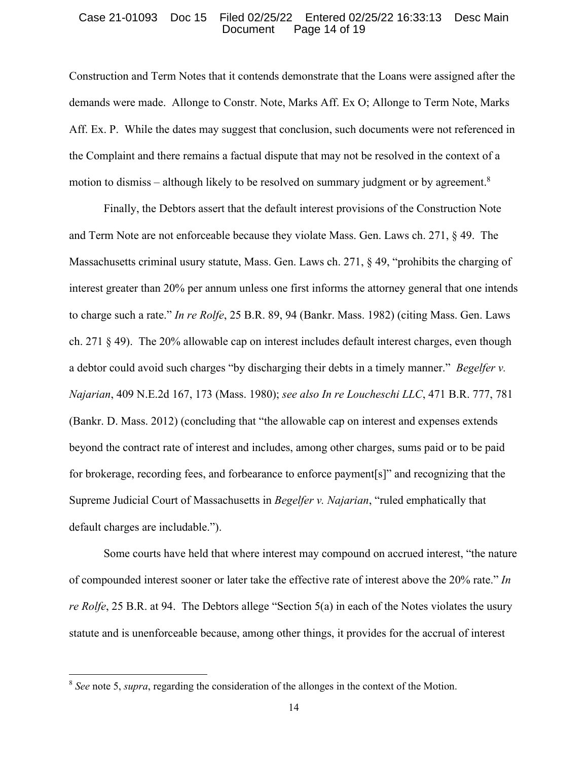Construction and Term Notes that it contends demonstrate that the Loans were assigned after the demands were made. Allonge to Constr. Note, Marks Aff. Ex O; Allonge to Term Note, Marks Aff. Ex. P. While the dates may suggest that conclusion, such documents were not referenced in the Complaint and there remains a factual dispute that may not be resolved in the context of a motion to dismiss – although likely to be resolved on summary judgment or by agreement.[8]

Finally, the Debtors assert that the default interest provisions of the Construction Note and Term Note are not enforceable because they violate Mass. Gen. Laws ch. 271, § 49. The Massachusetts criminal usury statute, Mass. Gen. Laws ch. 271, § 49, "prohibits the charging of interest greater than 20% per annum unless one first informs the attorney general that one intends to charge such a rate." *In re Rolfe*, 25 B.R. 89, 94 (Bankr. Mass. 1982) (citing Mass. Gen. Laws ch. 271 § 49). The 20% allowable cap on interest includes default interest charges, even though a debtor could avoid such charges "by discharging their debts in a timely manner." *Begelfer v. Najarian*, 409 N.E.2d 167, 173 (Mass. 1980); *see also In re Loucheschi LLC*, 471 B.R. 777, 781 (Bankr. D. Mass. 2012) (concluding that "the allowable cap on interest and expenses extends beyond the contract rate of interest and includes, among other charges, sums paid or to be paid for brokerage, recording fees, and forbearance to enforce payment[s]" and recognizing that the Supreme Judicial Court of Massachusetts in *Begelfer v. Najarian*, "ruled emphatically that default charges are includable.").

Some courts have held that where interest may compound on accrued interest, "the nature of compounded interest sooner or later take the effective rate of interest above the 20% rate." *In re Rolfe*, 25 B.R. at 94. The Debtors allege "Section 5(a) in each of the Notes violates the usury statute and is unenforceable because, among other things, it provides for the accrual of interest

---

[8] *See* note 5, *supra*, regarding the consideration of the allonges in the context of the Motion.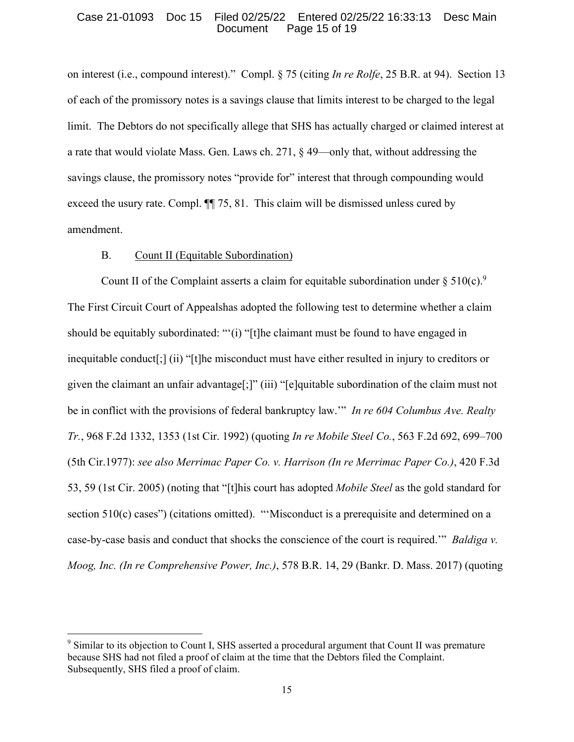on interest (i.e., compound interest)." Compl. § 75 (citing *In re Rolfe*, 25 B.R. at 94). Section 13 of each of the promissory notes is a savings clause that limits interest to be charged to the legal limit. The Debtors do not specifically allege that SHS has actually charged or claimed interest at a rate that would violate Mass. Gen. Laws ch. 271, § 49—only that, without addressing the savings clause, the promissory notes "provide for" interest that through compounding would exceed the usury rate. Compl. ¶¶ 75, 81. This claim will be dismissed unless cured by amendment.

B. Count II (Equitable Subordination)

Count II of the Complaint asserts a claim for equitable subordination under § 510(c).[9] The First Circuit Court of Appealshas adopted the following test to determine whether a claim should be equitably subordinated: "'(i) "[t]he claimant must be found to have engaged in inequitable conduct[;] (ii) "[t]he misconduct must have either resulted in injury to creditors or given the claimant an unfair advantage[;]" (iii) "[e]quitable subordination of the claim must not be in conflict with the provisions of federal bankruptcy law.'" *In re 604 Columbus Ave. Realty Tr.*, 968 F.2d 1332, 1353 (1st Cir. 1992) (quoting *In re Mobile Steel Co.*, 563 F.2d 692, 699–700 (5th Cir.1977): *see also Merrimac Paper Co. v. Harrison (In re Merrimac Paper Co.)*, 420 F.3d 53, 59 (1st Cir. 2005) (noting that "[t]his court has adopted *Mobile Steel* as the gold standard for section 510(c) cases") (citations omitted). "'Misconduct is a prerequisite and determined on a case-by-case basis and conduct that shocks the conscience of the court is required.'" *Baldiga v. Moog, Inc. (In re Comprehensive Power, Inc.)*, 578 B.R. 14, 29 (Bankr. D. Mass. 2017) (quoting

[9] Similar to its objection to Count I, SHS asserted a procedural argument that Count II was premature because SHS had not filed a proof of claim at the time that the Debtors filed the Complaint. Subsequently, SHS filed a proof of claim.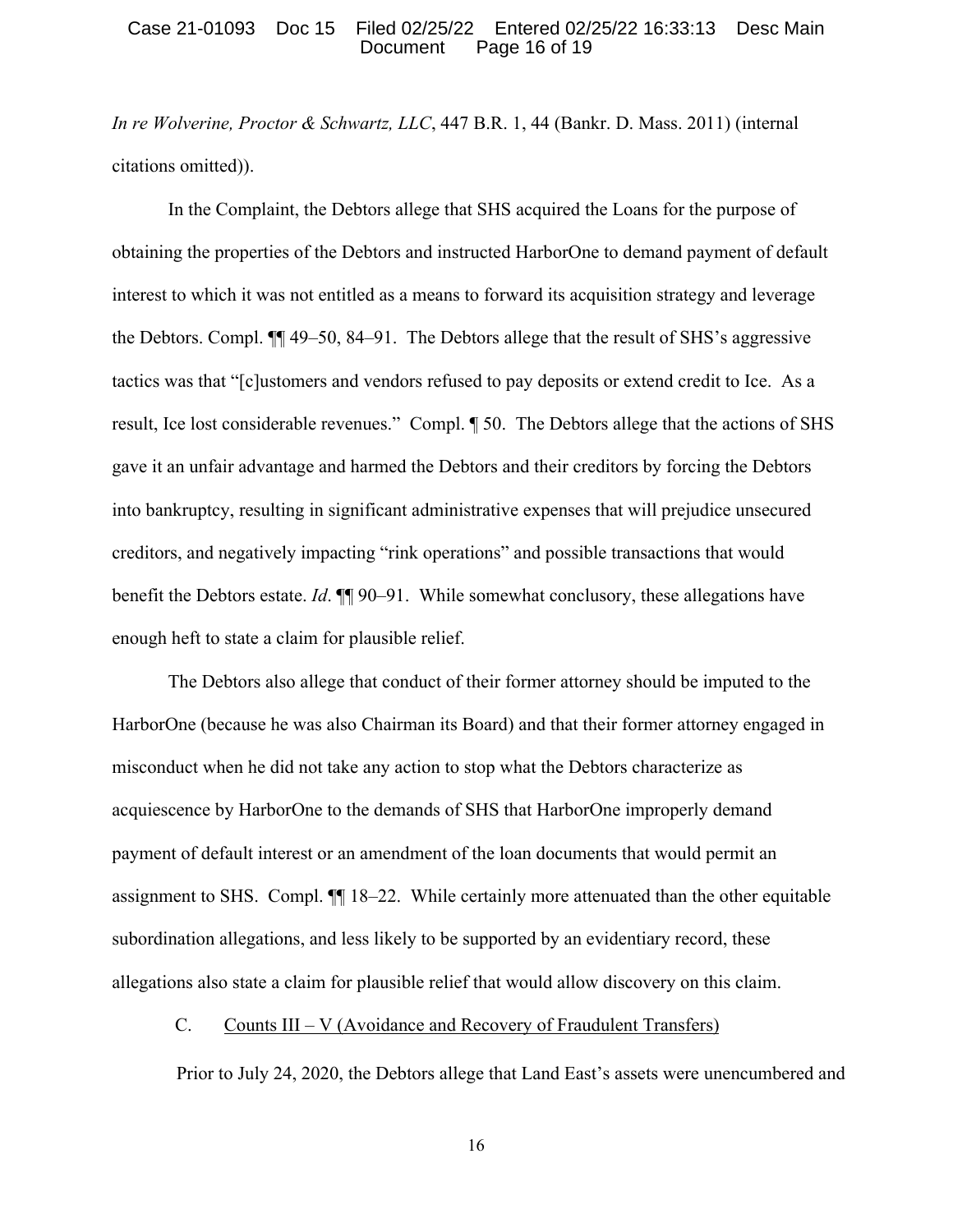*In re Wolverine, Proctor & Schwartz, LLC*, 447 B.R. 1, 44 (Bankr. D. Mass. 2011) (internal citations omitted)).

In the Complaint, the Debtors allege that SHS acquired the Loans for the purpose of obtaining the properties of the Debtors and instructed HarborOne to demand payment of default interest to which it was not entitled as a means to forward its acquisition strategy and leverage the Debtors. Compl. ¶¶ 49–50, 84–91. The Debtors allege that the result of SHS's aggressive tactics was that "[c]ustomers and vendors refused to pay deposits or extend credit to Ice. As a result, Ice lost considerable revenues." Compl. ¶ 50. The Debtors allege that the actions of SHS gave it an unfair advantage and harmed the Debtors and their creditors by forcing the Debtors into bankruptcy, resulting in significant administrative expenses that will prejudice unsecured creditors, and negatively impacting "rink operations" and possible transactions that would benefit the Debtors estate. *Id*. ¶¶ 90–91. While somewhat conclusory, these allegations have enough heft to state a claim for plausible relief.

The Debtors also allege that conduct of their former attorney should be imputed to the HarborOne (because he was also Chairman its Board) and that their former attorney engaged in misconduct when he did not take any action to stop what the Debtors characterize as acquiescence by HarborOne to the demands of SHS that HarborOne improperly demand payment of default interest or an amendment of the loan documents that would permit an assignment to SHS. Compl. ¶¶ 18–22. While certainly more attenuated than the other equitable subordination allegations, and less likely to be supported by an evidentiary record, these allegations also state a claim for plausible relief that would allow discovery on this claim.

### C. Counts III – V (Avoidance and Recovery of Fraudulent Transfers)

Prior to July 24, 2020, the Debtors allege that Land East's assets were unencumbered and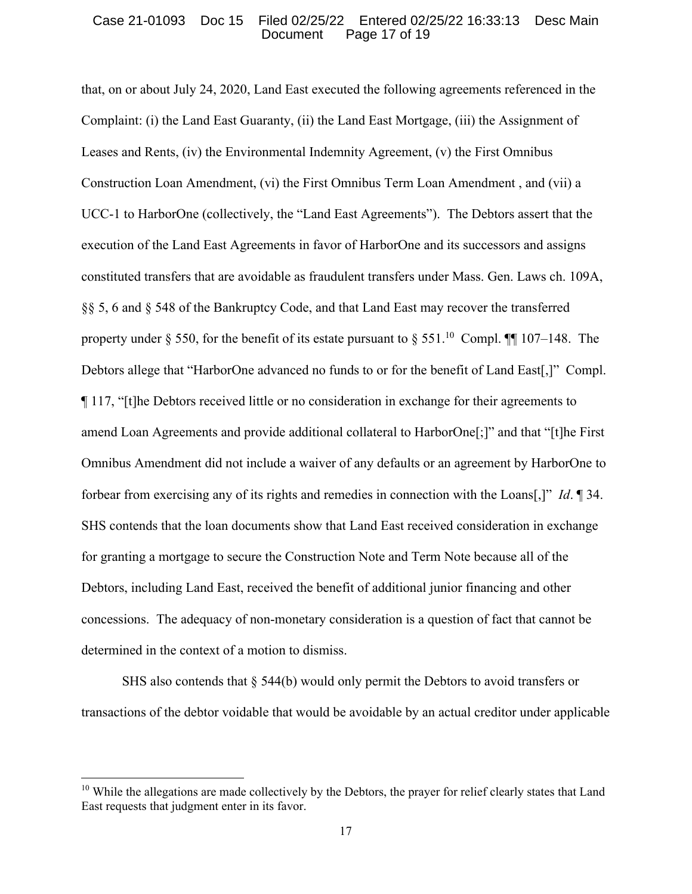that, on or about July 24, 2020, Land East executed the following agreements referenced in the Complaint: (i) the Land East Guaranty, (ii) the Land East Mortgage, (iii) the Assignment of Leases and Rents, (iv) the Environmental Indemnity Agreement, (v) the First Omnibus Construction Loan Amendment, (vi) the First Omnibus Term Loan Amendment , and (vii) a UCC-1 to HarborOne (collectively, the "Land East Agreements"). The Debtors assert that the execution of the Land East Agreements in favor of HarborOne and its successors and assigns constituted transfers that are avoidable as fraudulent transfers under Mass. Gen. Laws ch. 109A, §§ 5, 6 and § 548 of the Bankruptcy Code, and that Land East may recover the transferred property under § 550, for the benefit of its estate pursuant to § 551.[10] Compl. ¶¶ 107–148. The Debtors allege that "HarborOne advanced no funds to or for the benefit of Land East[,]" Compl. ¶ 117, "[t]he Debtors received little or no consideration in exchange for their agreements to amend Loan Agreements and provide additional collateral to HarborOne[;]" and that "[t]he First Omnibus Amendment did not include a waiver of any defaults or an agreement by HarborOne to forbear from exercising any of its rights and remedies in connection with the Loans[,]" *Id*. ¶ 34. SHS contends that the loan documents show that Land East received consideration in exchange for granting a mortgage to secure the Construction Note and Term Note because all of the Debtors, including Land East, received the benefit of additional junior financing and other concessions. The adequacy of non-monetary consideration is a question of fact that cannot be determined in the context of a motion to dismiss.

SHS also contends that § 544(b) would only permit the Debtors to avoid transfers or transactions of the debtor voidable that would be avoidable by an actual creditor under applicable

[10] While the allegations are made collectively by the Debtors, the prayer for relief clearly states that Land East requests that judgment enter in its favor.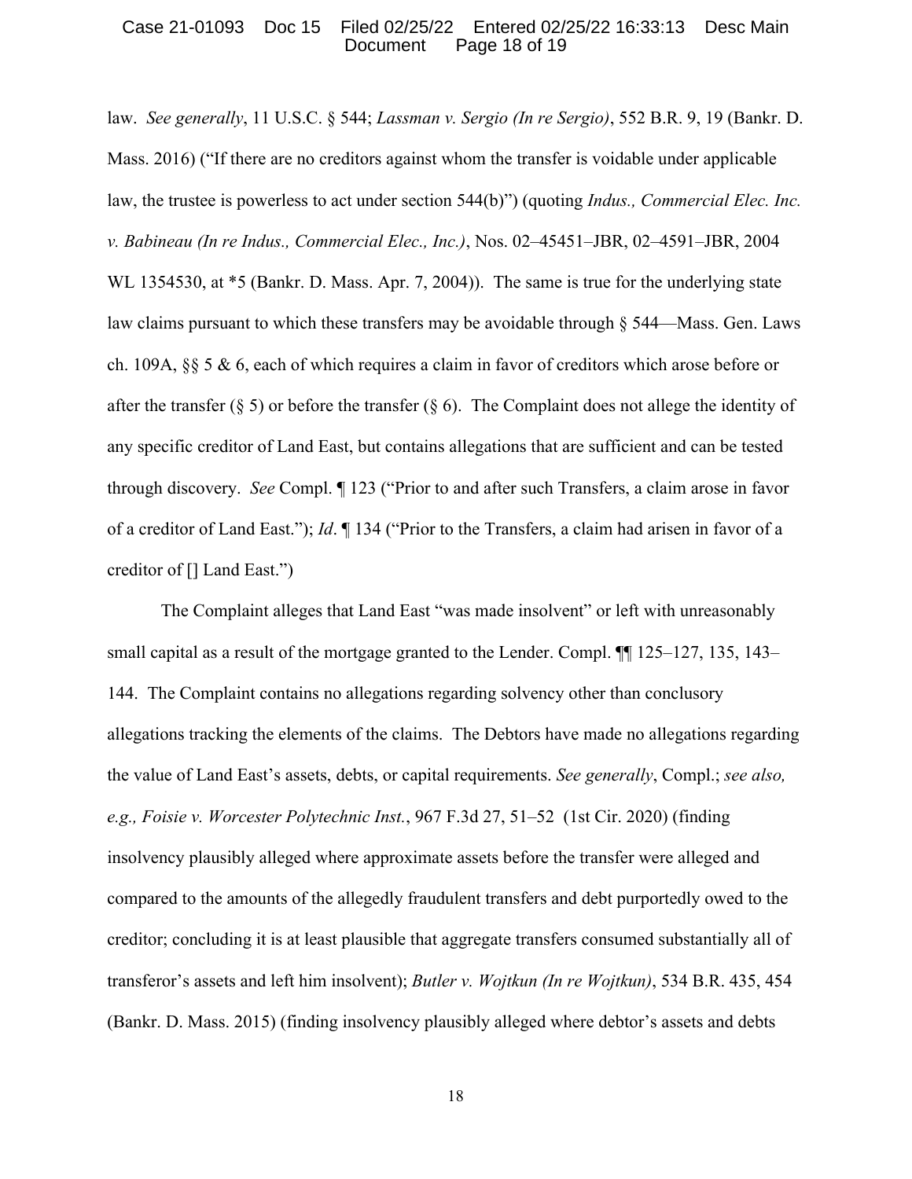law. *See generally*, 11 U.S.C. § 544; *Lassman v. Sergio (In re Sergio)*, 552 B.R. 9, 19 (Bankr. D. Mass. 2016) ("If there are no creditors against whom the transfer is voidable under applicable law, the trustee is powerless to act under section 544(b)") (quoting *Indus., Commercial Elec. Inc. v. Babineau (In re Indus., Commercial Elec., Inc.)*, Nos. 02–45451–JBR, 02–4591–JBR, 2004 WL 1354530, at *5 (Bankr. D. Mass. Apr. 7, 2004)). The same is true for the underlying state law claims pursuant to which these transfers may be avoidable through § 544—Mass. Gen. Laws ch. 109A, §§ 5 & 6, each of which requires a claim in favor of creditors which arose before or after the transfer (§ 5) or before the transfer (§ 6). The Complaint does not allege the identity of any specific creditor of Land East, but contains allegations that are sufficient and can be tested through discovery. *See* Compl. ¶ 123 ("Prior to and after such Transfers, a claim arose in favor of a creditor of Land East."); *Id*. ¶ 134 ("Prior to the Transfers, a claim had arisen in favor of a creditor of [] Land East.")

The Complaint alleges that Land East "was made insolvent" or left with unreasonably small capital as a result of the mortgage granted to the Lender. Compl. ¶¶ 125–127, 135, 143–144. The Complaint contains no allegations regarding solvency other than conclusory allegations tracking the elements of the claims. The Debtors have made no allegations regarding the value of Land East's assets, debts, or capital requirements. *See generally*, Compl.; *see also, e.g., Foisie v. Worcester Polytechnic Inst.*, 967 F.3d 27, 51–52 (1st Cir. 2020) (finding insolvency plausibly alleged where approximate assets before the transfer were alleged and compared to the amounts of the allegedly fraudulent transfers and debt purportedly owed to the creditor; concluding it is at least plausible that aggregate transfers consumed substantially all of transferor's assets and left him insolvent); *Butler v. Wojtkun (In re Wojtkun)*, 534 B.R. 435, 454 (Bankr. D. Mass. 2015) (finding insolvency plausibly alleged where debtor's assets and debts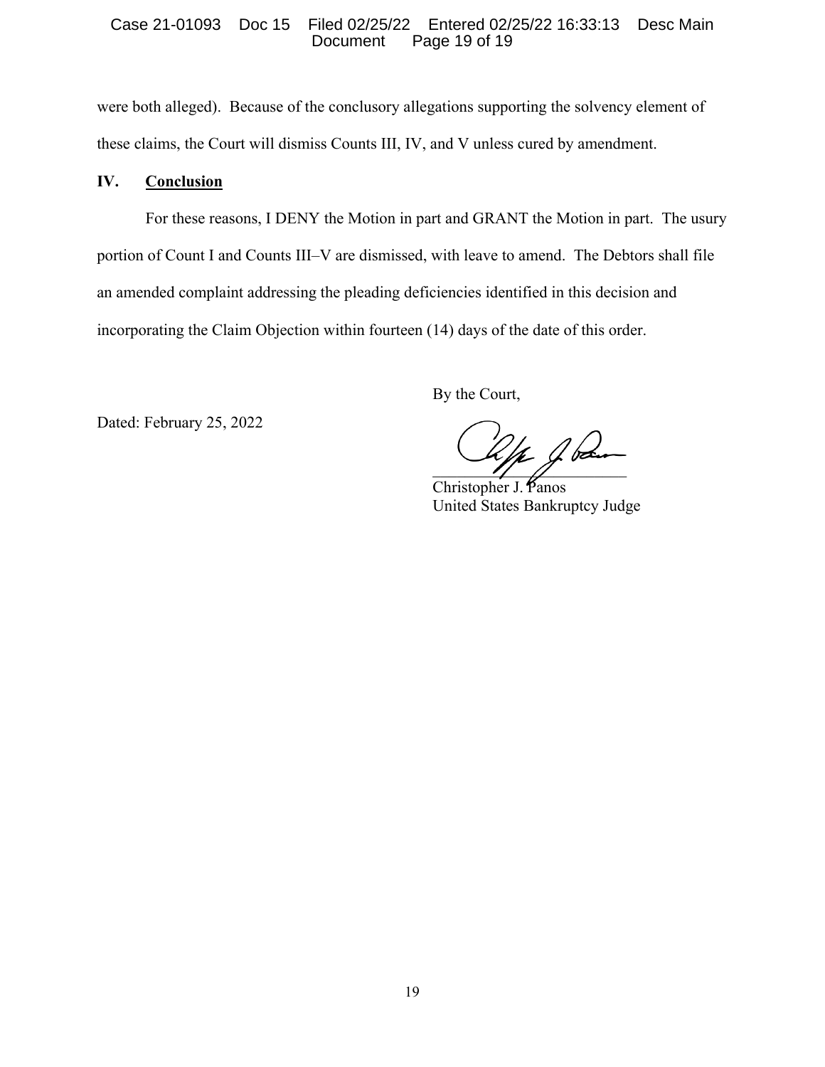were both alleged). Because of the conclusory allegations supporting the solvency element of these claims, the Court will dismiss Counts III, IV, and V unless cured by amendment.

## IV. Conclusion

For these reasons, I DENY the Motion in part and GRANT the Motion in part. The usury portion of Count I and Counts III–V are dismissed, with leave to amend. The Debtors shall file an amended complaint addressing the pleading deficiencies identified in this decision and incorporating the Claim Objection within fourteen (14) days of the date of this order.

By the Court,

Dated: February 25, 2022

Christopher J. Panos
United States Bankruptcy Judge